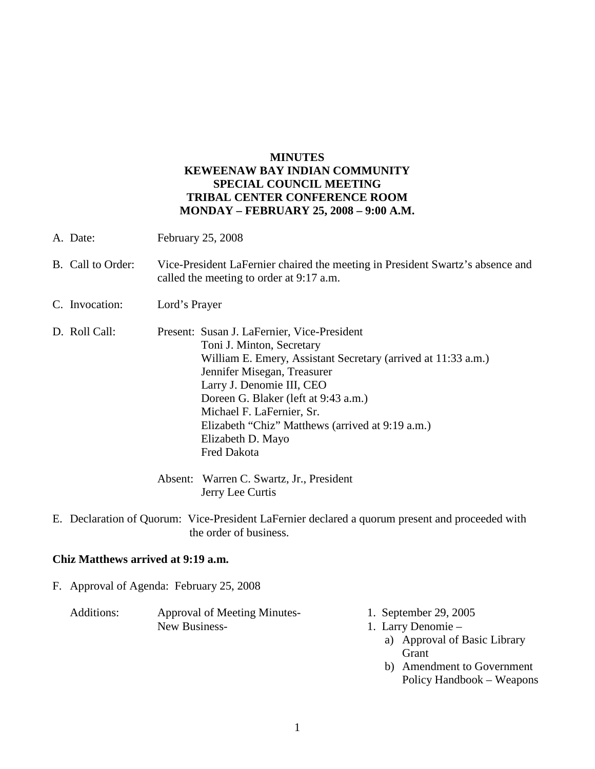**MINUTES**
**KEWEENAW BAY INDIAN COMMUNITY**
**SPECIAL COUNCIL MEETING**
**TRIBAL CENTER CONFERENCE ROOM**
**MONDAY – FEBRUARY 25, 2008 – 9:00 A.M.**

A. Date: February 25, 2008

B. Call to Order: Vice-President LaFernier chaired the meeting in President Swartz's absence and called the meeting to order at 9:17 a.m.

C. Invocation: Lord's Prayer

D. Roll Call:

Present:
- Susan J. LaFernier, Vice-President
- Toni J. Minton, Secretary
- William E. Emery, Assistant Secretary (arrived at 11:33 a.m.)
- Jennifer Misegan, Treasurer
- Larry J. Denomie III, CEO
- Doreen G. Blaker (left at 9:43 a.m.)
- Michael F. LaFernier, Sr.
- Elizabeth "Chiz" Matthews (arrived at 9:19 a.m.)
- Elizabeth D. Mayo
- Fred Dakota

Absent:
- Warren C. Swartz, Jr., President
- Jerry Lee Curtis

E. Declaration of Quorum: Vice-President LaFernier declared a quorum present and proceeded with the order of business.

**Chiz Matthews arrived at 9:19 a.m.**

F. Approval of Agenda: February 25, 2008

Additions:

Approval of Meeting Minutes-
1. September 29, 2005

New Business-
1. Larry Denomie –
   a) Approval of Basic Library Grant
   b) Amendment to Government Policy Handbook – Weapons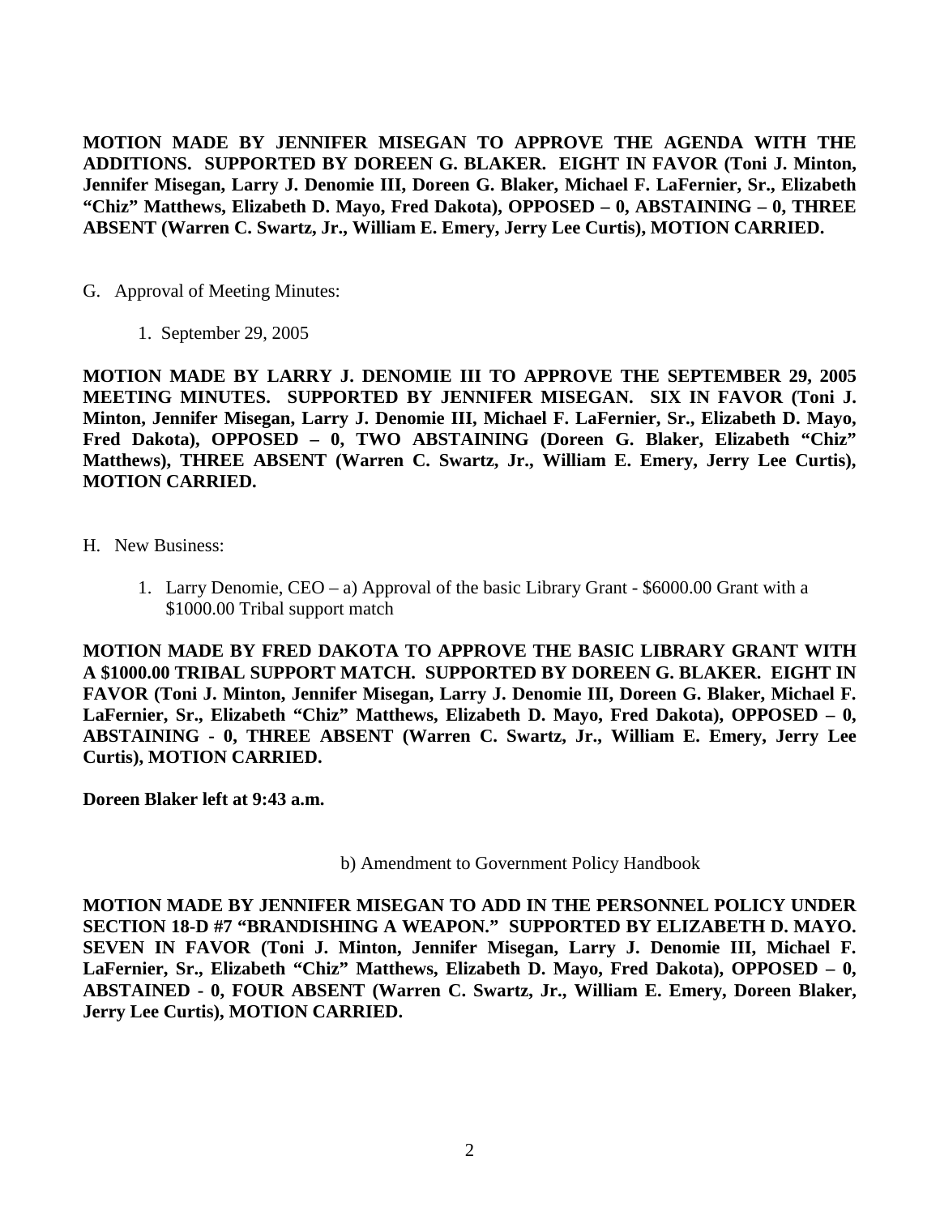**MOTION MADE BY JENNIFER MISEGAN TO APPROVE THE AGENDA WITH THE ADDITIONS. SUPPORTED BY DOREEN G. BLAKER. EIGHT IN FAVOR (Toni J. Minton, Jennifer Misegan, Larry J. Denomie III, Doreen G. Blaker, Michael F. LaFernier, Sr., Elizabeth "Chiz" Matthews, Elizabeth D. Mayo, Fred Dakota), OPPOSED – 0, ABSTAINING – 0, THREE ABSENT (Warren C. Swartz, Jr., William E. Emery, Jerry Lee Curtis), MOTION CARRIED.**

G. Approval of Meeting Minutes:

1. September 29, 2005

**MOTION MADE BY LARRY J. DENOMIE III TO APPROVE THE SEPTEMBER 29, 2005 MEETING MINUTES. SUPPORTED BY JENNIFER MISEGAN. SIX IN FAVOR (Toni J. Minton, Jennifer Misegan, Larry J. Denomie III, Michael F. LaFernier, Sr., Elizabeth D. Mayo, Fred Dakota), OPPOSED – 0, TWO ABSTAINING (Doreen G. Blaker, Elizabeth "Chiz" Matthews), THREE ABSENT (Warren C. Swartz, Jr., William E. Emery, Jerry Lee Curtis), MOTION CARRIED.**

H. New Business:

1. Larry Denomie, CEO – a) Approval of the basic Library Grant - $6000.00 Grant with a $1000.00 Tribal support match

**MOTION MADE BY FRED DAKOTA TO APPROVE THE BASIC LIBRARY GRANT WITH A $1000.00 TRIBAL SUPPORT MATCH. SUPPORTED BY DOREEN G. BLAKER. EIGHT IN FAVOR (Toni J. Minton, Jennifer Misegan, Larry J. Denomie III, Doreen G. Blaker, Michael F. LaFernier, Sr., Elizabeth "Chiz" Matthews, Elizabeth D. Mayo, Fred Dakota), OPPOSED – 0, ABSTAINING - 0, THREE ABSENT (Warren C. Swartz, Jr., William E. Emery, Jerry Lee Curtis), MOTION CARRIED.**

**Doreen Blaker left at 9:43 a.m.**

b) Amendment to Government Policy Handbook

**MOTION MADE BY JENNIFER MISEGAN TO ADD IN THE PERSONNEL POLICY UNDER SECTION 18-D #7 "BRANDISHING A WEAPON." SUPPORTED BY ELIZABETH D. MAYO. SEVEN IN FAVOR (Toni J. Minton, Jennifer Misegan, Larry J. Denomie III, Michael F. LaFernier, Sr., Elizabeth "Chiz" Matthews, Elizabeth D. Mayo, Fred Dakota), OPPOSED – 0, ABSTAINED - 0, FOUR ABSENT (Warren C. Swartz, Jr., William E. Emery, Doreen Blaker, Jerry Lee Curtis), MOTION CARRIED.**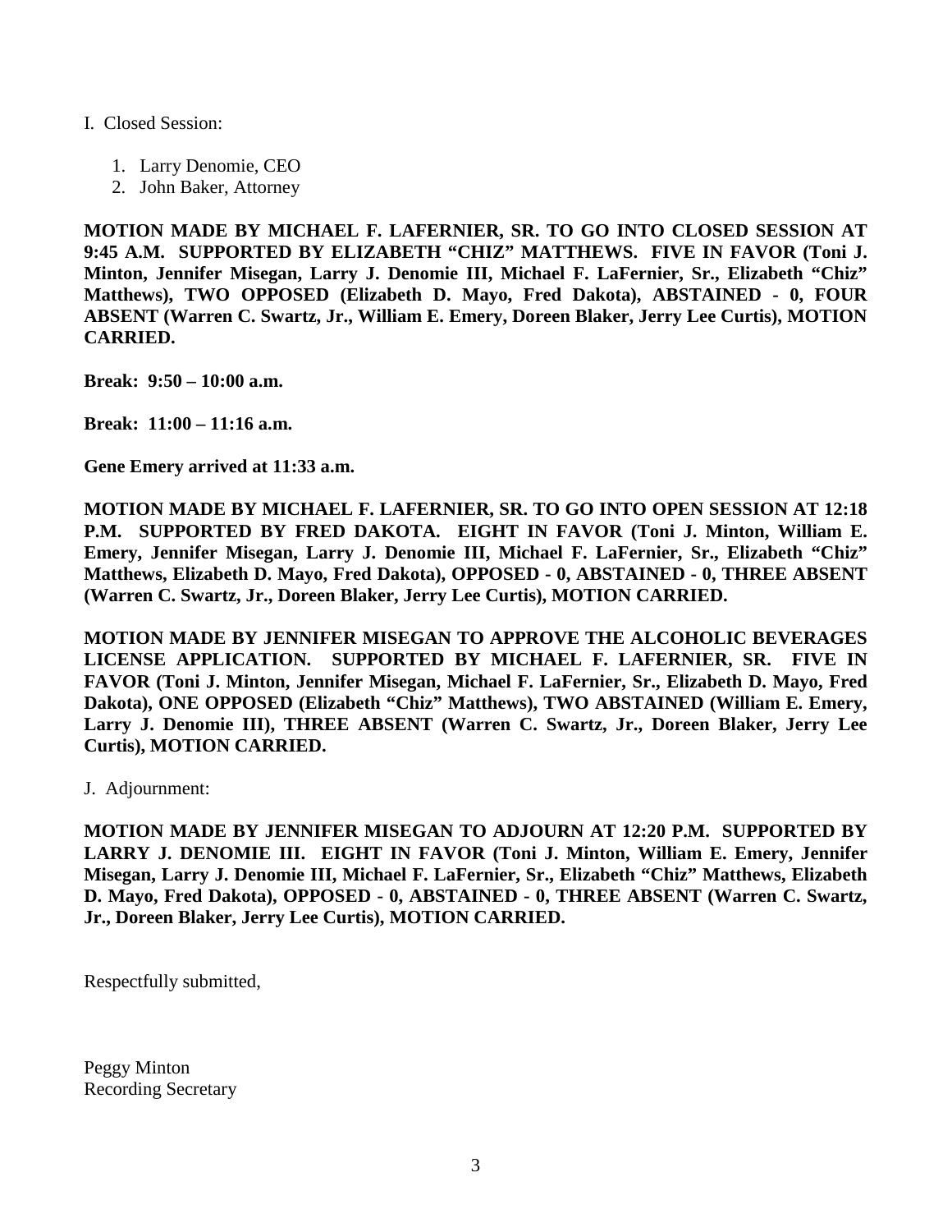I. Closed Session:

1. Larry Denomie, CEO
2. John Baker, Attorney

**MOTION MADE BY MICHAEL F. LAFERNIER, SR. TO GO INTO CLOSED SESSION AT 9:45 A.M. SUPPORTED BY ELIZABETH "CHIZ" MATTHEWS. FIVE IN FAVOR (Toni J. Minton, Jennifer Misegan, Larry J. Denomie III, Michael F. LaFernier, Sr., Elizabeth "Chiz" Matthews), TWO OPPOSED (Elizabeth D. Mayo, Fred Dakota), ABSTAINED - 0, FOUR ABSENT (Warren C. Swartz, Jr., William E. Emery, Doreen Blaker, Jerry Lee Curtis), MOTION CARRIED.**

**Break: 9:50 – 10:00 a.m.**

**Break: 11:00 – 11:16 a.m.**

**Gene Emery arrived at 11:33 a.m.**

**MOTION MADE BY MICHAEL F. LAFERNIER, SR. TO GO INTO OPEN SESSION AT 12:18 P.M. SUPPORTED BY FRED DAKOTA. EIGHT IN FAVOR (Toni J. Minton, William E. Emery, Jennifer Misegan, Larry J. Denomie III, Michael F. LaFernier, Sr., Elizabeth "Chiz" Matthews, Elizabeth D. Mayo, Fred Dakota), OPPOSED - 0, ABSTAINED - 0, THREE ABSENT (Warren C. Swartz, Jr., Doreen Blaker, Jerry Lee Curtis), MOTION CARRIED.**

**MOTION MADE BY JENNIFER MISEGAN TO APPROVE THE ALCOHOLIC BEVERAGES LICENSE APPLICATION. SUPPORTED BY MICHAEL F. LAFERNIER, SR. FIVE IN FAVOR (Toni J. Minton, Jennifer Misegan, Michael F. LaFernier, Sr., Elizabeth D. Mayo, Fred Dakota), ONE OPPOSED (Elizabeth "Chiz" Matthews), TWO ABSTAINED (William E. Emery, Larry J. Denomie III), THREE ABSENT (Warren C. Swartz, Jr., Doreen Blaker, Jerry Lee Curtis), MOTION CARRIED.**

J. Adjournment:

**MOTION MADE BY JENNIFER MISEGAN TO ADJOURN AT 12:20 P.M. SUPPORTED BY LARRY J. DENOMIE III. EIGHT IN FAVOR (Toni J. Minton, William E. Emery, Jennifer Misegan, Larry J. Denomie III, Michael F. LaFernier, Sr., Elizabeth "Chiz" Matthews, Elizabeth D. Mayo, Fred Dakota), OPPOSED - 0, ABSTAINED - 0, THREE ABSENT (Warren C. Swartz, Jr., Doreen Blaker, Jerry Lee Curtis), MOTION CARRIED.**

Respectfully submitted,

Peggy Minton
Recording Secretary